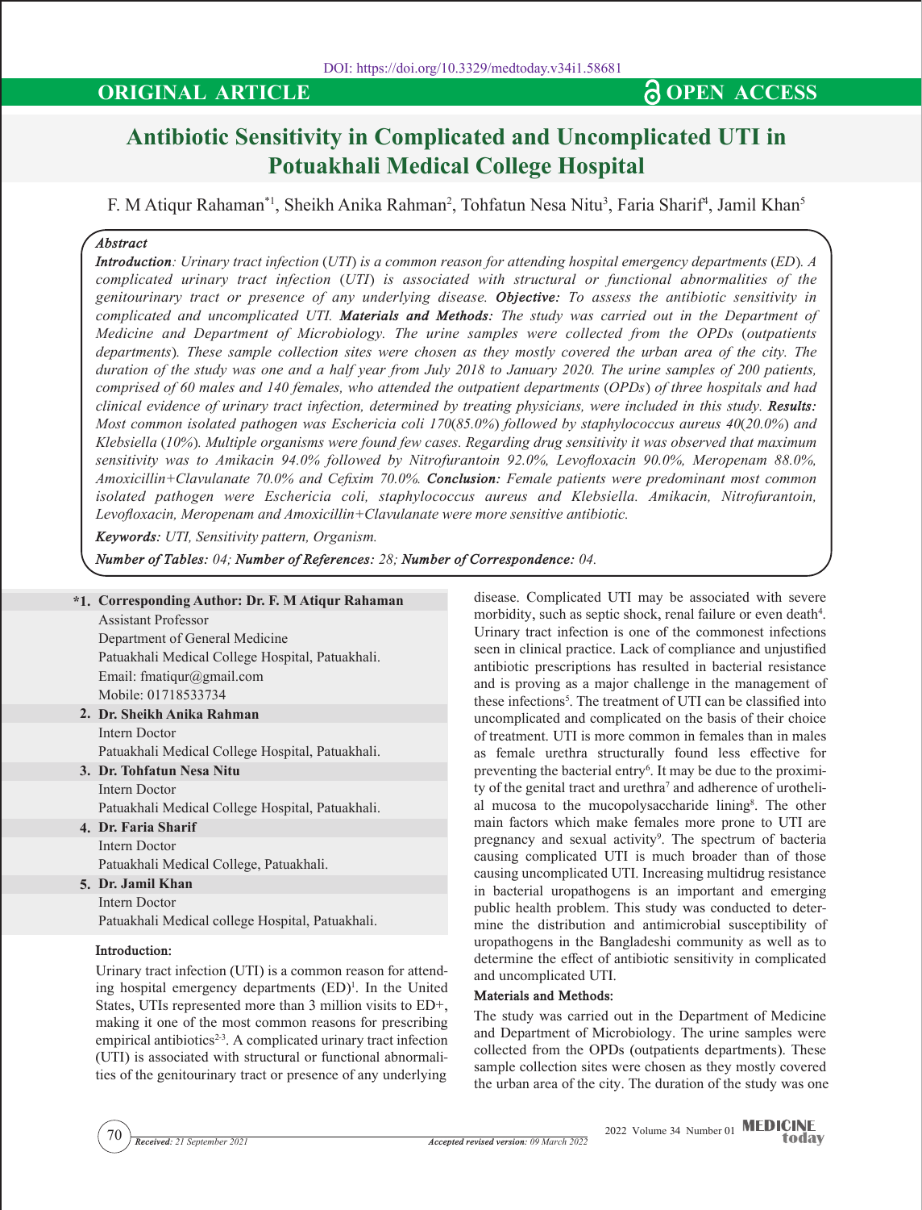DOI: https://doi.org/10.3329/medtoday.v34i1.58681

**ORIGINAL ARTICLE** **OPEN ACCESS**

# Antibiotic Sensitivity in Complicated and Uncomplicated UTI in Potuakhali Medical College Hospital

F. M Atiqur Rahaman[*1], Sheikh Anika Rahman[2], Tohfatun Nesa Nitu[3], Faria Sharif[4], Jamil Khan[5]

***Abstract***

***Introduction****: Urinary tract infection (UTI) is a common reason for attending hospital emergency departments (ED). A complicated urinary tract infection (UTI) is associated with structural or functional abnormalities of the genitourinary tract or presence of any underlying disease.* ***Objective:*** *To assess the antibiotic sensitivity in complicated and uncomplicated UTI.* ***Materials and Methods:*** *The study was carried out in the Department of Medicine and Department of Microbiology. The urine samples were collected from the OPDs (outpatients departments). These sample collection sites were chosen as they mostly covered the urban area of the city. The duration of the study was one and a half year from July 2018 to January 2020. The urine samples of 200 patients, comprised of 60 males and 140 females, who attended the outpatient departments (OPDs) of three hospitals and had clinical evidence of urinary tract infection, determined by treating physicians, were included in this study.* ***Results:*** *Most common isolated pathogen was Eschericia coli 170(85.0%) followed by staphylococcus aureus 40(20.0%) and Klebsiella (10%). Multiple organisms were found few cases. Regarding drug sensitivity it was observed that maximum sensitivity was to Amikacin 94.0% followed by Nitrofurantoin 92.0%, Levofloxacin 90.0%, Meropenam 88.0%, Amoxicillin+Clavulanate 70.0% and Cefixim 70.0%.* ***Conclusion:*** *Female patients were predominant most common isolated pathogen were Eschericia coli, staphylococcus aureus and Klebsiella. Amikacin, Nitrofurantoin, Levofloxacin, Meropenam and Amoxicillin+Clavulanate were more sensitive antibiotic.*

***Keywords:*** *UTI, Sensitivity pattern, Organism.*

***Number of Tables:*** *04;* ***Number of References:*** *28;* ***Number of Correspondence:*** *04.*

**\*1. Corresponding Author: Dr. F. M Atiqur Rahaman**
Assistant Professor
Department of General Medicine
Patuakhali Medical College Hospital, Patuakhali.
Email: fmatiqur@gmail.com
Mobile: 01718533734

**2. Dr. Sheikh Anika Rahman**
Intern Doctor
Patuakhali Medical College Hospital, Patuakhali.

**3. Dr. Tohfatun Nesa Nitu**
Intern Doctor
Patuakhali Medical College Hospital, Patuakhali.

**4. Dr. Faria Sharif**
Intern Doctor
Patuakhali Medical College, Patuakhali.

**5. Dr. Jamil Khan**
Intern Doctor
Patuakhali Medical college Hospital, Patuakhali.

## Introduction:

Urinary tract infection (UTI) is a common reason for attending hospital emergency departments (ED)[1]. In the United States, UTIs represented more than 3 million visits to ED+, making it one of the most common reasons for prescribing empirical antibiotics[2-3]. A complicated urinary tract infection (UTI) is associated with structural or functional abnormalities of the genitourinary tract or presence of any underlying disease. Complicated UTI may be associated with severe morbidity, such as septic shock, renal failure or even death[4]. Urinary tract infection is one of the commonest infections seen in clinical practice. Lack of compliance and unjustified antibiotic prescriptions has resulted in bacterial resistance and is proving as a major challenge in the management of these infections[5]. The treatment of UTI can be classified into uncomplicated and complicated on the basis of their choice of treatment. UTI is more common in females than in males as female urethra structurally found less effective for preventing the bacterial entry[6]. It may be due to the proximity of the genital tract and urethra[7] and adherence of urothelial mucosa to the mucopolysaccharide lining[8]. The other main factors which make females more prone to UTI are pregnancy and sexual activity[9]. The spectrum of bacteria causing complicated UTI is much broader than of those causing uncomplicated UTI. Increasing multidrug resistance in bacterial uropathogens is an important and emerging public health problem. This study was conducted to determine the distribution and antimicrobial susceptibility of uropathogens in the Bangladeshi community as well as to determine the effect of antibiotic sensitivity in complicated and uncomplicated UTI.

## Materials and Methods:

The study was carried out in the Department of Medicine and Department of Microbiology. The urine samples were collected from the OPDs (outpatients departments). These sample collection sites were chosen as they mostly covered the urban area of the city. The duration of the study was one

*Received: 21 September 2021* *Accepted revised version: 09 March 2022*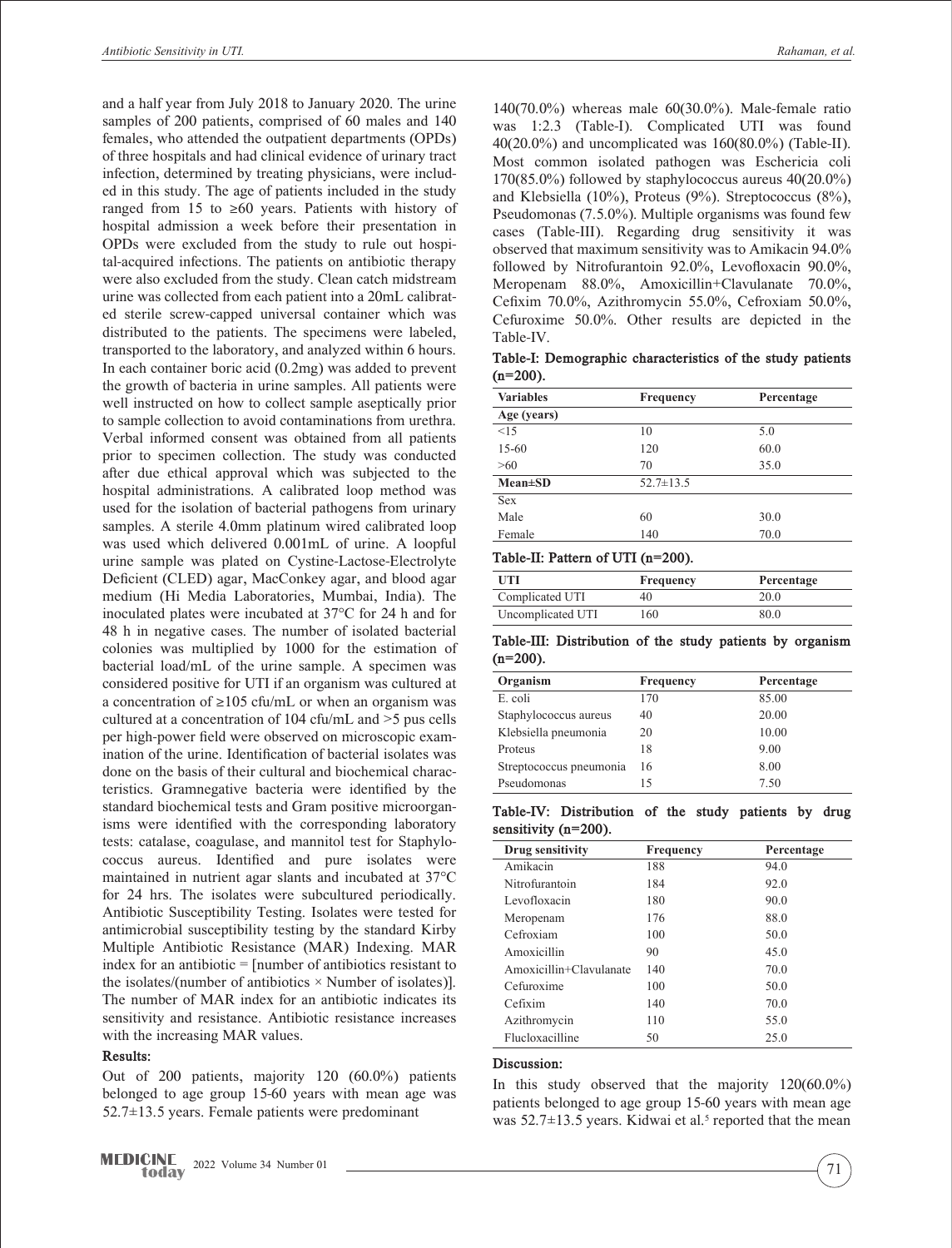and a half year from July 2018 to January 2020. The urine samples of 200 patients, comprised of 60 males and 140 females, who attended the outpatient departments (OPDs) of three hospitals and had clinical evidence of urinary tract infection, determined by treating physicians, were included in this study. The age of patients included in the study ranged from 15 to ≥60 years. Patients with history of hospital admission a week before their presentation in OPDs were excluded from the study to rule out hospital-acquired infections. The patients on antibiotic therapy were also excluded from the study. Clean catch midstream urine was collected from each patient into a 20mL calibrated sterile screw-capped universal container which was distributed to the patients. The specimens were labeled, transported to the laboratory, and analyzed within 6 hours. In each container boric acid (0.2mg) was added to prevent the growth of bacteria in urine samples. All patients were well instructed on how to collect sample aseptically prior to sample collection to avoid contaminations from urethra. Verbal informed consent was obtained from all patients prior to specimen collection. The study was conducted after due ethical approval which was subjected to the hospital administrations. A calibrated loop method was used for the isolation of bacterial pathogens from urinary samples. A sterile 4.0mm platinum wired calibrated loop was used which delivered 0.001mL of urine. A loopful urine sample was plated on Cystine-Lactose-Electrolyte Deficient (CLED) agar, MacConkey agar, and blood agar medium (Hi Media Laboratories, Mumbai, India). The inoculated plates were incubated at 37°C for 24 h and for 48 h in negative cases. The number of isolated bacterial colonies was multiplied by 1000 for the estimation of bacterial load/mL of the urine sample. A specimen was considered positive for UTI if an organism was cultured at a concentration of ≥105 cfu/mL or when an organism was cultured at a concentration of 104 cfu/mL and >5 pus cells per high-power field were observed on microscopic examination of the urine. Identification of bacterial isolates was done on the basis of their cultural and biochemical characteristics. Gramnegative bacteria were identified by the standard biochemical tests and Gram positive microorganisms were identified with the corresponding laboratory tests: catalase, coagulase, and mannitol test for Staphylococcus aureus. Identified and pure isolates were maintained in nutrient agar slants and incubated at 37°C for 24 hrs. The isolates were subcultured periodically. Antibiotic Susceptibility Testing. Isolates were tested for antimicrobial susceptibility testing by the standard Kirby Multiple Antibiotic Resistance (MAR) Indexing. MAR index for an antibiotic = [number of antibiotics resistant to the isolates/(number of antibiotics × Number of isolates)]. The number of MAR index for an antibiotic indicates its sensitivity and resistance. Antibiotic resistance increases with the increasing MAR values.

## Results:

Out of 200 patients, majority 120 (60.0%) patients belonged to age group 15-60 years with mean age was 52.7±13.5 years. Female patients were predominant 140(70.0%) whereas male 60(30.0%). Male-female ratio was 1:2.3 (Table-I). Complicated UTI was found 40(20.0%) and uncomplicated was 160(80.0%) (Table-II). Most common isolated pathogen was Eschericia coli 170(85.0%) followed by staphylococcus aureus 40(20.0%) and Klebsiella (10%), Proteus (9%). Streptococcus (8%), Pseudomonas (7.5.0%). Multiple organisms was found few cases (Table-III). Regarding drug sensitivity it was observed that maximum sensitivity was to Amikacin 94.0% followed by Nitrofurantoin 92.0%, Levofloxacin 90.0%, Meropenam 88.0%, Amoxicillin+Clavulanate 70.0%, Cefixim 70.0%, Azithromycin 55.0%, Cefroxiam 50.0%, Cefuroxime 50.0%. Other results are depicted in the Table-IV.

**Table-I: Demographic characteristics of the study patients (n=200).**

| Variables | Frequency | Percentage |
|---|---|---|
| **Age (years)** | | |
| <15 | 10 | 5.0 |
| 15-60 | 120 | 60.0 |
| >60 | 70 | 35.0 |
| **Mean±SD** | 52.7±13.5 | |
| Sex | | |
| Male | 60 | 30.0 |
| Female | 140 | 70.0 |

**Table-II: Pattern of UTI (n=200).**

| UTI | Frequency | Percentage |
|---|---|---|
| Complicated UTI | 40 | 20.0 |
| Uncomplicated UTI | 160 | 80.0 |

**Table-III: Distribution of the study patients by organism (n=200).**

| Organism | Frequency | Percentage |
|---|---|---|
| E. coli | 170 | 85.00 |
| Staphylococcus aureus | 40 | 20.00 |
| Klebsiella pneumonia | 20 | 10.00 |
| Proteus | 18 | 9.00 |
| Streptococcus pneumonia | 16 | 8.00 |
| Pseudomonas | 15 | 7.50 |

**Table-IV: Distribution of the study patients by drug sensitivity (n=200).**

| Drug sensitivity | Frequency | Percentage |
|---|---|---|
| Amikacin | 188 | 94.0 |
| Nitrofurantoin | 184 | 92.0 |
| Levofloxacin | 180 | 90.0 |
| Meropenam | 176 | 88.0 |
| Cefroxiam | 100 | 50.0 |
| Amoxicillin | 90 | 45.0 |
| Amoxicillin+Clavulanate | 140 | 70.0 |
| Cefuroxime | 100 | 50.0 |
| Cefixim | 140 | 70.0 |
| Azithromycin | 110 | 55.0 |
| Flucloxacilline | 50 | 25.0 |

## Discussion:

In this study observed that the majority 120(60.0%) patients belonged to age group 15-60 years with mean age was 52.7±13.5 years. Kidwai et al.[5] reported that the mean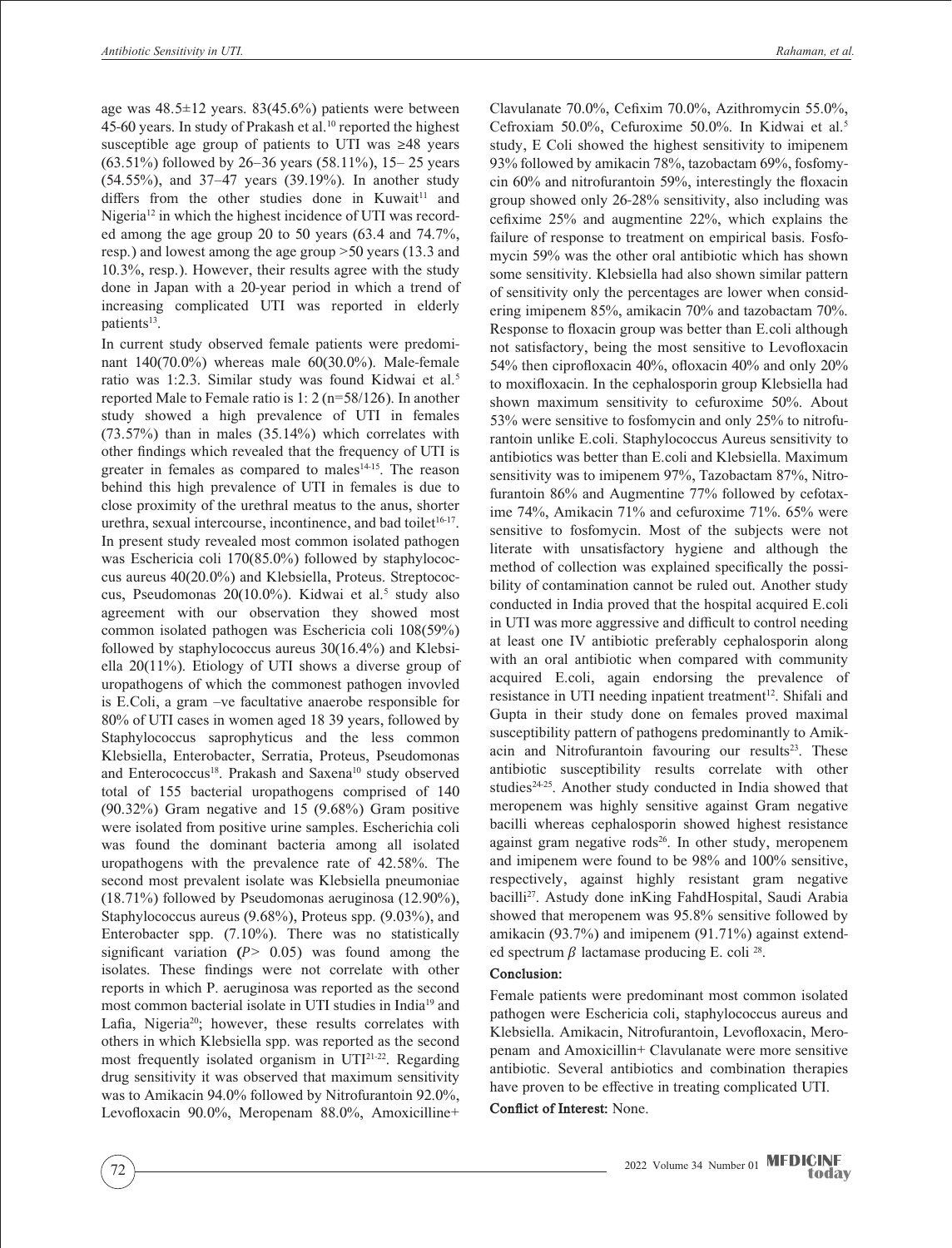age was 48.5±12 years. 83(45.6%) patients were between 45-60 years. In study of Prakash et al.[10] reported the highest susceptible age group of patients to UTI was ≥48 years (63.51%) followed by 26–36 years (58.11%), 15– 25 years (54.55%), and 37–47 years (39.19%). In another study differs from the other studies done in Kuwait[11] and Nigeria[12] in which the highest incidence of UTI was recorded among the age group 20 to 50 years (63.4 and 74.7%, resp.) and lowest among the age group >50 years (13.3 and 10.3%, resp.). However, their results agree with the study done in Japan with a 20-year period in which a trend of increasing complicated UTI was reported in elderly patients[13].

In current study observed female patients were predominant 140(70.0%) whereas male 60(30.0%). Male-female ratio was 1:2.3. Similar study was found Kidwai et al.[5] reported Male to Female ratio is 1: 2 (n=58/126). In another study showed a high prevalence of UTI in females (73.57%) than in males (35.14%) which correlates with other findings which revealed that the frequency of UTI is greater in females as compared to males[14-15]. The reason behind this high prevalence of UTI in females is due to close proximity of the urethral meatus to the anus, shorter urethra, sexual intercourse, incontinence, and bad toilet[16-17]. In present study revealed most common isolated pathogen was Eschericia coli 170(85.0%) followed by staphylococcus aureus 40(20.0%) and Klebsiella, Proteus. Streptococcus, Pseudomonas 20(10.0%). Kidwai et al.[5] study also agreement with our observation they showed most common isolated pathogen was Eschericia coli 108(59%) followed by staphylococcus aureus 30(16.4%) and Klebsiella 20(11%). Etiology of UTI shows a diverse group of uropathogens of which the commonest pathogen invovled is E.Coli, a gram –ve facultative anaerobe responsible for 80% of UTI cases in women aged 18 39 years, followed by Staphylococcus saprophyticus and the less common Klebsiella, Enterobacter, Serratia, Proteus, Pseudomonas and Enterococcus[18]. Prakash and Saxena[10] study observed total of 155 bacterial uropathogens comprised of 140 (90.32%) Gram negative and 15 (9.68%) Gram positive were isolated from positive urine samples. Escherichia coli was found the dominant bacteria among all isolated uropathogens with the prevalence rate of 42.58%. The second most prevalent isolate was Klebsiella pneumoniae (18.71%) followed by Pseudomonas aeruginosa (12.90%), Staphylococcus aureus (9.68%), Proteus spp. (9.03%), and Enterobacter spp. (7.10%). There was no statistically significant variation **(***P*> 0.05) was found among the isolates. These findings were not correlate with other reports in which P. aeruginosa was reported as the second most common bacterial isolate in UTI studies in India[19] and Lafia, Nigeria[20]; however, these results correlates with others in which Klebsiella spp. was reported as the second most frequently isolated organism in UTI[21-22]. Regarding drug sensitivity it was observed that maximum sensitivity was to Amikacin 94.0% followed by Nitrofurantoin 92.0%, Levofloxacin 90.0%, Meropenam 88.0%, Amoxicilline+ Clavulanate 70.0%, Cefixim 70.0%, Azithromycin 55.0%, Cefroxiam 50.0%, Cefuroxime 50.0%. In Kidwai et al.[5] study, E Coli showed the highest sensitivity to imipenem 93% followed by amikacin 78%, tazobactam 69%, fosfomycin 60% and nitrofurantoin 59%, interestingly the floxacin group showed only 26-28% sensitivity, also including was cefixime 25% and augmentine 22%, which explains the failure of response to treatment on empirical basis. Fosfomycin 59% was the other oral antibiotic which has shown some sensitivity. Klebsiella had also shown similar pattern of sensitivity only the percentages are lower when considering imipenem 85%, amikacin 70% and tazobactam 70%. Response to floxacin group was better than E.coli although not satisfactory, being the most sensitive to Levofloxacin 54% then ciprofloxacin 40%, ofloxacin 40% and only 20% to moxifloxacin. In the cephalosporin group Klebsiella had shown maximum sensitivity to cefuroxime 50%. About 53% were sensitive to fosfomycin and only 25% to nitrofurantoin unlike E.coli. Staphylococcus Aureus sensitivity to antibiotics was better than E.coli and Klebsiella. Maximum sensitivity was to imipenem 97%, Tazobactam 87%, Nitrofurantoin 86% and Augmentine 77% followed by cefotaxime 74%, Amikacin 71% and cefuroxime 71%. 65% were sensitive to fosfomycin. Most of the subjects were not literate with unsatisfactory hygiene and although the method of collection was explained specifically the possibility of contamination cannot be ruled out. Another study conducted in India proved that the hospital acquired E.coli in UTI was more aggressive and difficult to control needing at least one IV antibiotic preferably cephalosporin along with an oral antibiotic when compared with community acquired E.coli, again endorsing the prevalence of resistance in UTI needing inpatient treatment[12]. Shifali and Gupta in their study done on females proved maximal susceptibility pattern of pathogens predominantly to Amikacin and Nitrofurantoin favouring our results[23]. These antibiotic susceptibility results correlate with other studies[24-25]. Another study conducted in India showed that meropenem was highly sensitive against Gram negative bacilli whereas cephalosporin showed highest resistance against gram negative rods[26]. In other study, meropenem and imipenem were found to be 98% and 100% sensitive, respectively, against highly resistant gram negative bacilli[27]. Astudy done inKing FahdHospital, Saudi Arabia showed that meropenem was 95.8% sensitive followed by amikacin (93.7%) and imipenem (91.71%) against extended spectrum $\beta$ lactamase producing E. coli [28].

## Conclusion:

Female patients were predominant most common isolated pathogen were Eschericia coli, staphylococcus aureus and Klebsiella. Amikacin, Nitrofurantoin, Levofloxacin, Meropenam and Amoxicillin+ Clavulanate were more sensitive antibiotic. Several antibiotics and combination therapies have proven to be effective in treating complicated UTI.

**Conflict of Interest:** None.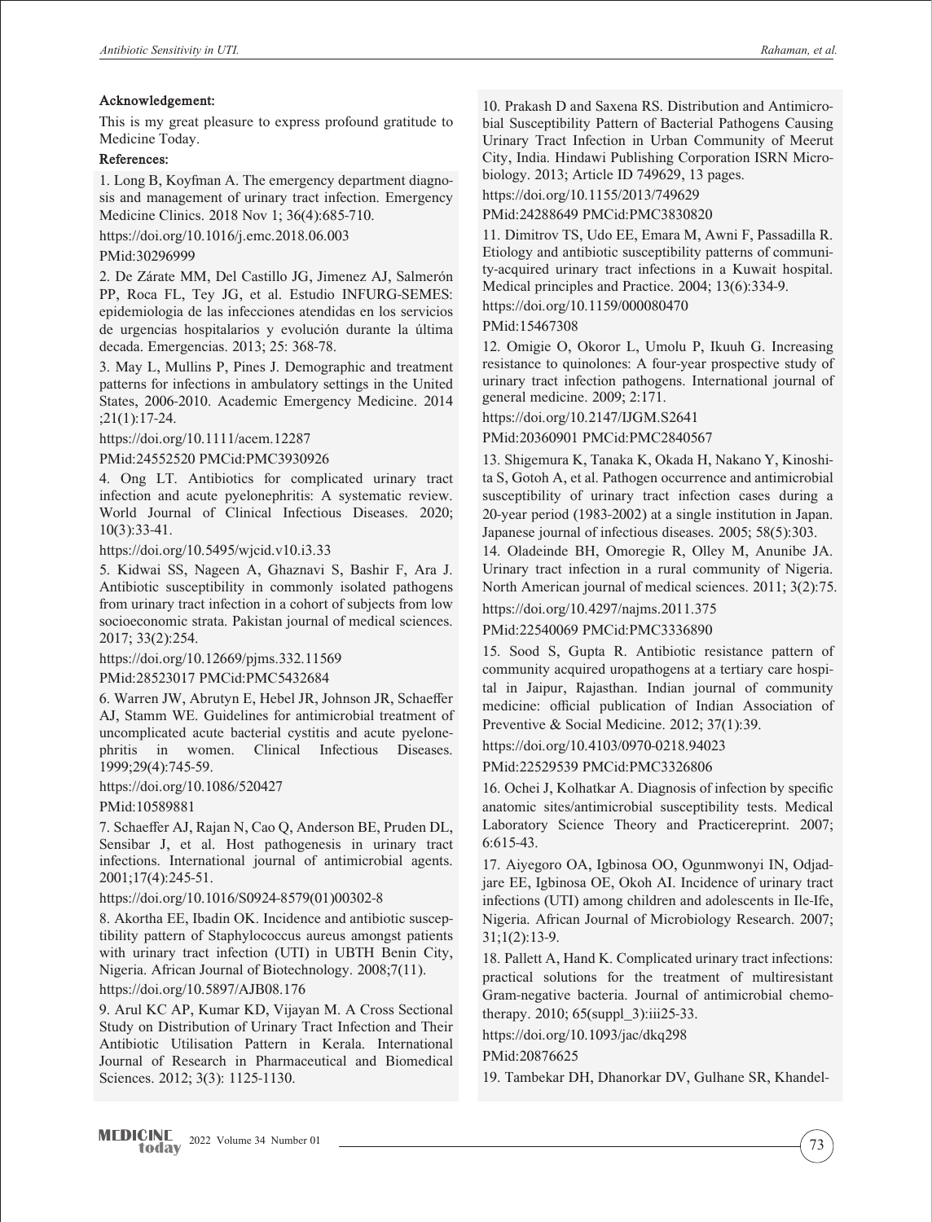### Acknowledgement:

This is my great pleasure to express profound gratitude to Medicine Today.

### References:

1. Long B, Koyfman A. The emergency department diagnosis and management of urinary tract infection. Emergency Medicine Clinics. 2018 Nov 1; 36(4):685-710.
https://doi.org/10.1016/j.emc.2018.06.003
PMid:30296999

2. De Zárate MM, Del Castillo JG, Jimenez AJ, Salmerón PP, Roca FL, Tey JG, et al. Estudio INFURG-SEMES: epidemiologia de las infecciones atendidas en los servicios de urgencias hospitalarios y evolución durante la última decada. Emergencias. 2013; 25: 368-78.

3. May L, Mullins P, Pines J. Demographic and treatment patterns for infections in ambulatory settings in the United States, 2006-2010. Academic Emergency Medicine. 2014 ;21(1):17-24.
https://doi.org/10.1111/acem.12287
PMid:24552520 PMCid:PMC3930926

4. Ong LT. Antibiotics for complicated urinary tract infection and acute pyelonephritis: A systematic review. World Journal of Clinical Infectious Diseases. 2020; 10(3):33-41.
https://doi.org/10.5495/wjcid.v10.i3.33

5. Kidwai SS, Nageen A, Ghaznavi S, Bashir F, Ara J. Antibiotic susceptibility in commonly isolated pathogens from urinary tract infection in a cohort of subjects from low socioeconomic strata. Pakistan journal of medical sciences. 2017; 33(2):254.
https://doi.org/10.12669/pjms.332.11569
PMid:28523017 PMCid:PMC5432684

6. Warren JW, Abrutyn E, Hebel JR, Johnson JR, Schaeffer AJ, Stamm WE. Guidelines for antimicrobial treatment of uncomplicated acute bacterial cystitis and acute pyelonephritis in women. Clinical Infectious Diseases. 1999;29(4):745-59.
https://doi.org/10.1086/520427
PMid:10589881

7. Schaeffer AJ, Rajan N, Cao Q, Anderson BE, Pruden DL, Sensibar J, et al. Host pathogenesis in urinary tract infections. International journal of antimicrobial agents. 2001;17(4):245-51.
https://doi.org/10.1016/S0924-8579(01)00302-8

8. Akortha EE, Ibadin OK. Incidence and antibiotic susceptibility pattern of Staphylococcus aureus amongst patients with urinary tract infection (UTI) in UBTH Benin City, Nigeria. African Journal of Biotechnology. 2008;7(11).
https://doi.org/10.5897/AJB08.176

9. Arul KC AP, Kumar KD, Vijayan M. A Cross Sectional Study on Distribution of Urinary Tract Infection and Their Antibiotic Utilisation Pattern in Kerala. International Journal of Research in Pharmaceutical and Biomedical Sciences. 2012; 3(3): 1125-1130.

10. Prakash D and Saxena RS. Distribution and Antimicrobial Susceptibility Pattern of Bacterial Pathogens Causing Urinary Tract Infection in Urban Community of Meerut City, India. Hindawi Publishing Corporation ISRN Microbiology. 2013; Article ID 749629, 13 pages.
https://doi.org/10.1155/2013/749629
PMid:24288649 PMCid:PMC3830820

11. Dimitrov TS, Udo EE, Emara M, Awni F, Passadilla R. Etiology and antibiotic susceptibility patterns of community-acquired urinary tract infections in a Kuwait hospital. Medical principles and Practice. 2004; 13(6):334-9.
https://doi.org/10.1159/000080470
PMid:15467308

12. Omigie O, Okoror L, Umolu P, Ikuuh G. Increasing resistance to quinolones: A four-year prospective study of urinary tract infection pathogens. International journal of general medicine. 2009; 2:171.
https://doi.org/10.2147/IJGM.S2641
PMid:20360901 PMCid:PMC2840567

13. Shigemura K, Tanaka K, Okada H, Nakano Y, Kinoshita S, Gotoh A, et al. Pathogen occurrence and antimicrobial susceptibility of urinary tract infection cases during a 20-year period (1983-2002) at a single institution in Japan. Japanese journal of infectious diseases. 2005; 58(5):303.

14. Oladeinde BH, Omoregie R, Olley M, Anunibe JA. Urinary tract infection in a rural community of Nigeria. North American journal of medical sciences. 2011; 3(2):75.
https://doi.org/10.4297/najms.2011.375
PMid:22540069 PMCid:PMC3336890

15. Sood S, Gupta R. Antibiotic resistance pattern of community acquired uropathogens at a tertiary care hospital in Jaipur, Rajasthan. Indian journal of community medicine: official publication of Indian Association of Preventive & Social Medicine. 2012; 37(1):39.
https://doi.org/10.4103/0970-0218.94023
PMid:22529539 PMCid:PMC3326806

16. Ochei J, Kolhatkar A. Diagnosis of infection by specific anatomic sites/antimicrobial susceptibility tests. Medical Laboratory Science Theory and Practicereprint. 2007; 6:615-43.

17. Aiyegoro OA, Igbinosa OO, Ogunmwonyi IN, Odjadjare EE, Igbinosa OE, Okoh AI. Incidence of urinary tract infections (UTI) among children and adolescents in Ile-Ife, Nigeria. African Journal of Microbiology Research. 2007; 31;1(2):13-9.

18. Pallett A, Hand K. Complicated urinary tract infections: practical solutions for the treatment of multiresistant Gram-negative bacteria. Journal of antimicrobial chemotherapy. 2010; 65(suppl_3):iii25-33.
https://doi.org/10.1093/jac/dkq298
PMid:20876625

19. Tambekar DH, Dhanorkar DV, Gulhane SR, Khandel-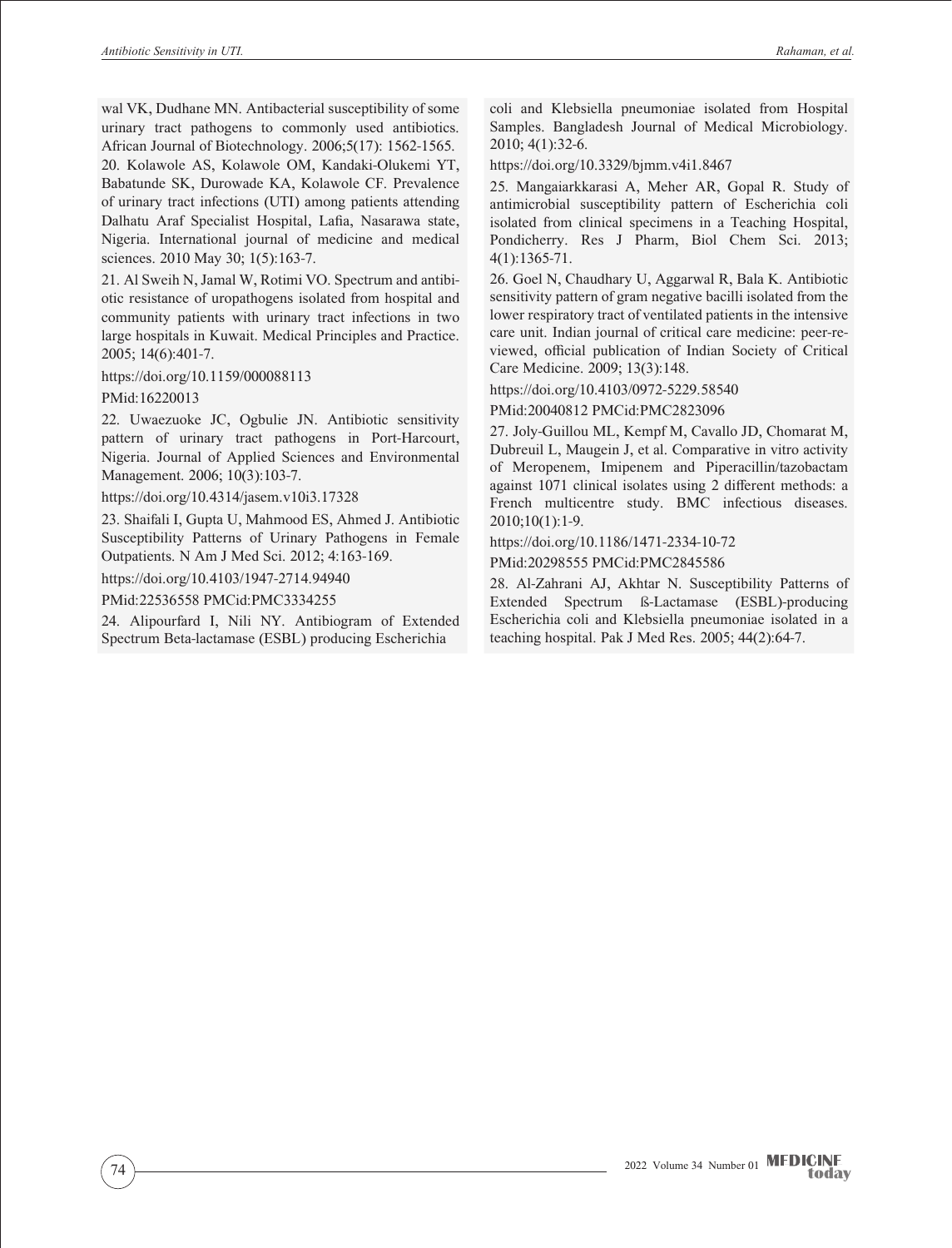wal VK, Dudhane MN. Antibacterial susceptibility of some urinary tract pathogens to commonly used antibiotics. African Journal of Biotechnology. 2006;5(17): 1562-1565.

20. Kolawole AS, Kolawole OM, Kandaki-Olukemi YT, Babatunde SK, Durowade KA, Kolawole CF. Prevalence of urinary tract infections (UTI) among patients attending Dalhatu Araf Specialist Hospital, Lafia, Nasarawa state, Nigeria. International journal of medicine and medical sciences. 2010 May 30; 1(5):163-7.

21. Al Sweih N, Jamal W, Rotimi VO. Spectrum and antibiotic resistance of uropathogens isolated from hospital and community patients with urinary tract infections in two large hospitals in Kuwait. Medical Principles and Practice. 2005; 14(6):401-7.

https://doi.org/10.1159/000088113

PMid:16220013

22. Uwaezuoke JC, Ogbulie JN. Antibiotic sensitivity pattern of urinary tract pathogens in Port-Harcourt, Nigeria. Journal of Applied Sciences and Environmental Management. 2006; 10(3):103-7.

https://doi.org/10.4314/jasem.v10i3.17328

23. Shaifali I, Gupta U, Mahmood ES, Ahmed J. Antibiotic Susceptibility Patterns of Urinary Pathogens in Female Outpatients. N Am J Med Sci. 2012; 4:163-169.

https://doi.org/10.4103/1947-2714.94940

PMid:22536558 PMCid:PMC3334255

24. Alipourfard I, Nili NY. Antibiogram of Extended Spectrum Beta-lactamase (ESBL) producing Escherichia coli and Klebsiella pneumoniae isolated from Hospital Samples. Bangladesh Journal of Medical Microbiology. 2010; 4(1):32-6.

https://doi.org/10.3329/bjmm.v4i1.8467

25. Mangaiarkkarasi A, Meher AR, Gopal R. Study of antimicrobial susceptibility pattern of Escherichia coli isolated from clinical specimens in a Teaching Hospital, Pondicherry. Res J Pharm, Biol Chem Sci. 2013; 4(1):1365-71.

26. Goel N, Chaudhary U, Aggarwal R, Bala K. Antibiotic sensitivity pattern of gram negative bacilli isolated from the lower respiratory tract of ventilated patients in the intensive care unit. Indian journal of critical care medicine: peer-reviewed, official publication of Indian Society of Critical Care Medicine. 2009; 13(3):148.

https://doi.org/10.4103/0972-5229.58540

PMid:20040812 PMCid:PMC2823096

27. Joly-Guillou ML, Kempf M, Cavallo JD, Chomarat M, Dubreuil L, Maugein J, et al. Comparative in vitro activity of Meropenem, Imipenem and Piperacillin/tazobactam against 1071 clinical isolates using 2 different methods: a French multicentre study. BMC infectious diseases. 2010;10(1):1-9.

https://doi.org/10.1186/1471-2334-10-72

PMid:20298555 PMCid:PMC2845586

28. Al-Zahrani AJ, Akhtar N. Susceptibility Patterns of Extended Spectrum ß-Lactamase (ESBL)-producing Escherichia coli and Klebsiella pneumoniae isolated in a teaching hospital. Pak J Med Res. 2005; 44(2):64-7.